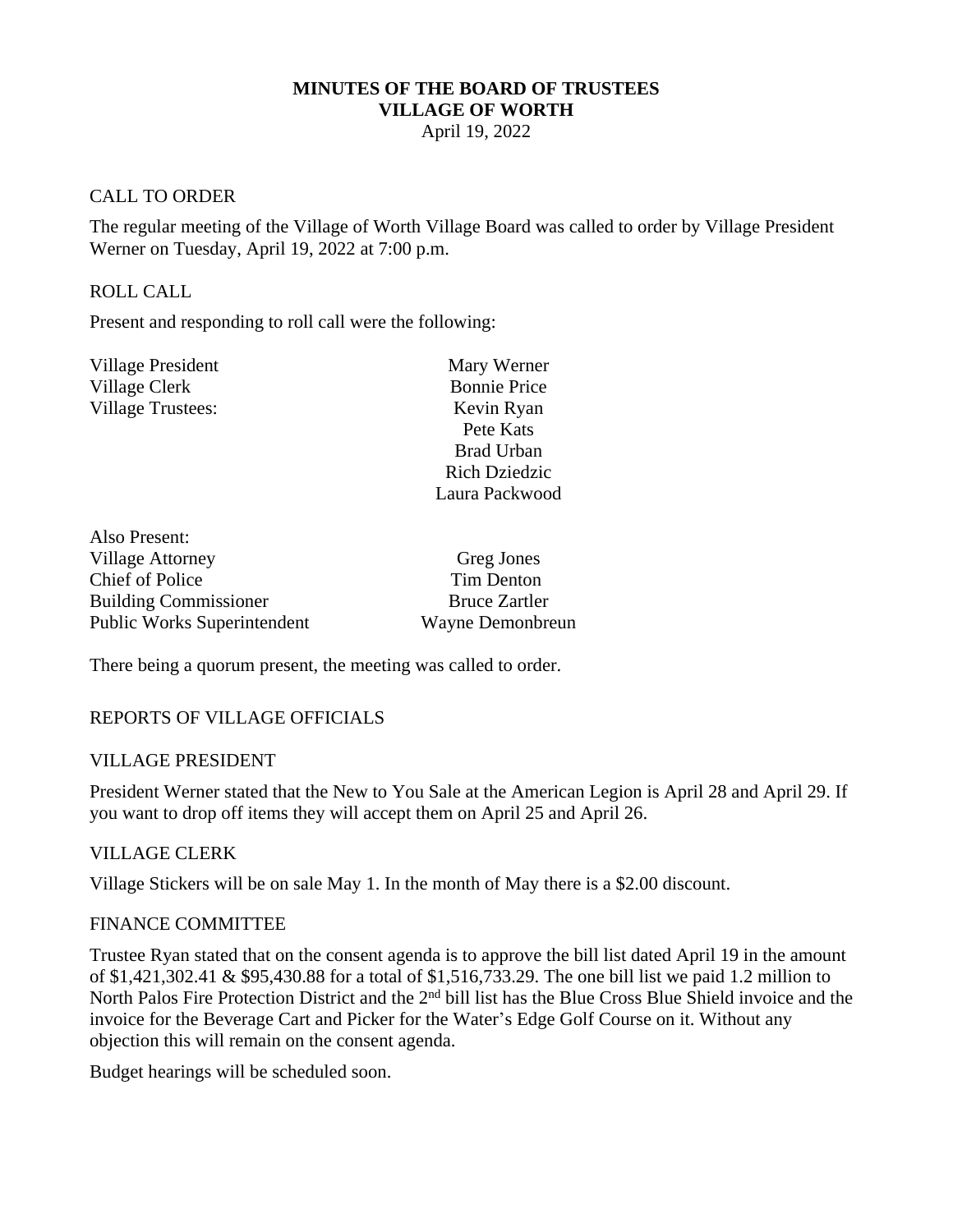# MINUTES OF THE BOARD OF TRUSTEES
# VILLAGE OF WORTH

April 19, 2022

## CALL TO ORDER

The regular meeting of the Village of Worth Village Board was called to order by Village President Werner on Tuesday, April 19, 2022 at 7:00 p.m.

## ROLL CALL

Present and responding to roll call were the following:

| | |
|---|---|
| Village President | Mary Werner |
| Village Clerk | Bonnie Price |
| Village Trustees: | Kevin Ryan |
| | Pete Kats |
| | Brad Urban |
| | Rich Dziedzic |
| | Laura Packwood |

Also Present:

| | |
|---|---|
| Village Attorney | Greg Jones |
| Chief of Police | Tim Denton |
| Building Commissioner | Bruce Zartler |
| Public Works Superintendent | Wayne Demonbreun |

There being a quorum present, the meeting was called to order.

## REPORTS OF VILLAGE OFFICIALS

### VILLAGE PRESIDENT

President Werner stated that the New to You Sale at the American Legion is April 28 and April 29. If you want to drop off items they will accept them on April 25 and April 26.

### VILLAGE CLERK

Village Stickers will be on sale May 1. In the month of May there is a $2.00 discount.

### FINANCE COMMITTEE

Trustee Ryan stated that on the consent agenda is to approve the bill list dated April 19 in the amount of $1,421,302.41 & $95,430.88 for a total of $1,516,733.29. The one bill list we paid 1.2 million to North Palos Fire Protection District and the 2nd bill list has the Blue Cross Blue Shield invoice and the invoice for the Beverage Cart and Picker for the Water's Edge Golf Course on it. Without any objection this will remain on the consent agenda.

Budget hearings will be scheduled soon.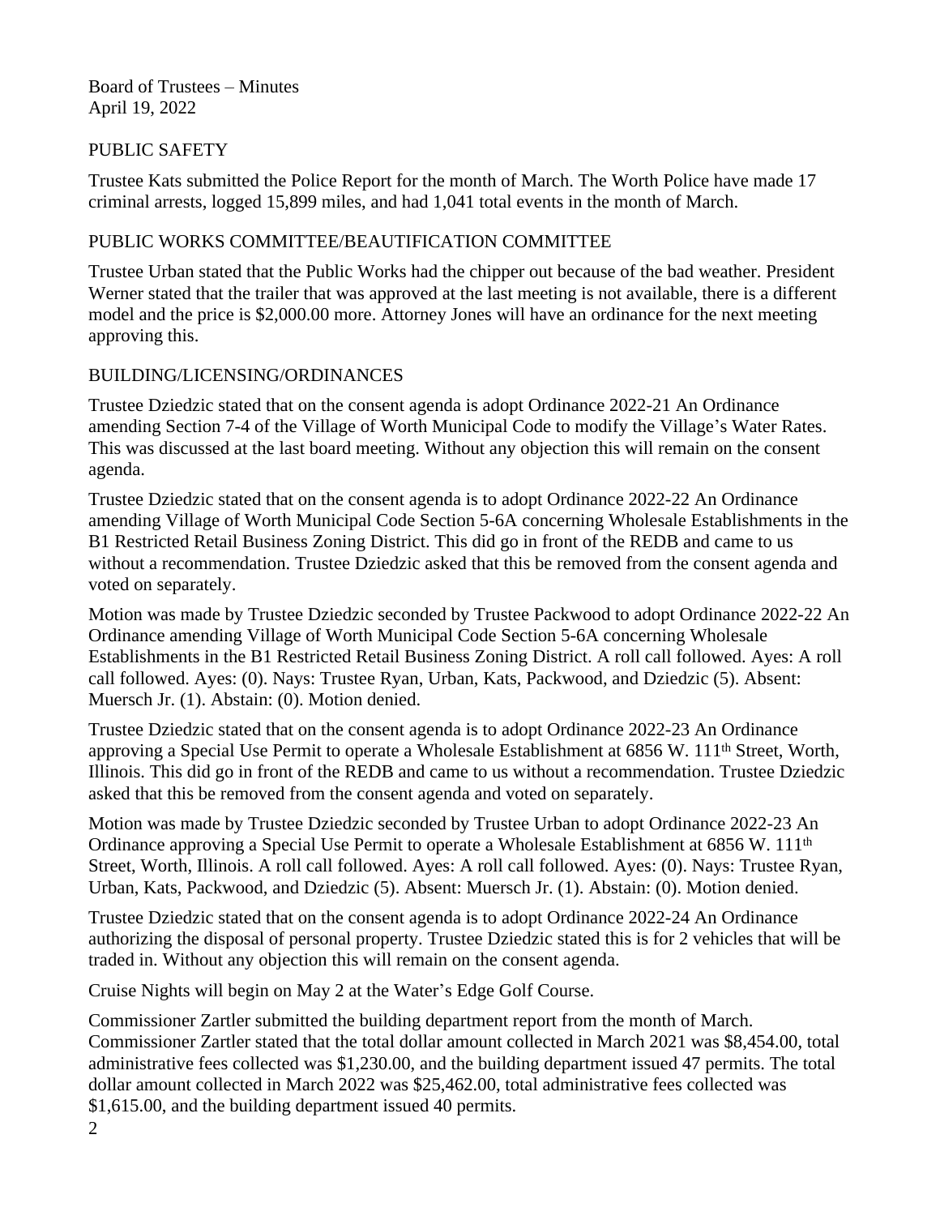Board of Trustees – Minutes
April 19, 2022

PUBLIC SAFETY

Trustee Kats submitted the Police Report for the month of March. The Worth Police have made 17 criminal arrests, logged 15,899 miles, and had 1,041 total events in the month of March.

PUBLIC WORKS COMMITTEE/BEAUTIFICATION COMMITTEE

Trustee Urban stated that the Public Works had the chipper out because of the bad weather. President Werner stated that the trailer that was approved at the last meeting is not available, there is a different model and the price is $2,000.00 more. Attorney Jones will have an ordinance for the next meeting approving this.

BUILDING/LICENSING/ORDINANCES

Trustee Dziedzic stated that on the consent agenda is adopt Ordinance 2022-21 An Ordinance amending Section 7-4 of the Village of Worth Municipal Code to modify the Village's Water Rates. This was discussed at the last board meeting. Without any objection this will remain on the consent agenda.

Trustee Dziedzic stated that on the consent agenda is to adopt Ordinance 2022-22 An Ordinance amending Village of Worth Municipal Code Section 5-6A concerning Wholesale Establishments in the B1 Restricted Retail Business Zoning District. This did go in front of the REDB and came to us without a recommendation. Trustee Dziedzic asked that this be removed from the consent agenda and voted on separately.

Motion was made by Trustee Dziedzic seconded by Trustee Packwood to adopt Ordinance 2022-22 An Ordinance amending Village of Worth Municipal Code Section 5-6A concerning Wholesale Establishments in the B1 Restricted Retail Business Zoning District. A roll call followed. Ayes: A roll call followed. Ayes: (0). Nays: Trustee Ryan, Urban, Kats, Packwood, and Dziedzic (5). Absent: Muersch Jr. (1). Abstain: (0). Motion denied.

Trustee Dziedzic stated that on the consent agenda is to adopt Ordinance 2022-23 An Ordinance approving a Special Use Permit to operate a Wholesale Establishment at 6856 W. 111th Street, Worth, Illinois. This did go in front of the REDB and came to us without a recommendation. Trustee Dziedzic asked that this be removed from the consent agenda and voted on separately.

Motion was made by Trustee Dziedzic seconded by Trustee Urban to adopt Ordinance 2022-23 An Ordinance approving a Special Use Permit to operate a Wholesale Establishment at 6856 W. 111th Street, Worth, Illinois. A roll call followed. Ayes: A roll call followed. Ayes: (0). Nays: Trustee Ryan, Urban, Kats, Packwood, and Dziedzic (5). Absent: Muersch Jr. (1). Abstain: (0). Motion denied.

Trustee Dziedzic stated that on the consent agenda is to adopt Ordinance 2022-24 An Ordinance authorizing the disposal of personal property. Trustee Dziedzic stated this is for 2 vehicles that will be traded in. Without any objection this will remain on the consent agenda.

Cruise Nights will begin on May 2 at the Water's Edge Golf Course.

Commissioner Zartler submitted the building department report from the month of March. Commissioner Zartler stated that the total dollar amount collected in March 2021 was $8,454.00, total administrative fees collected was $1,230.00, and the building department issued 47 permits. The total dollar amount collected in March 2022 was $25,462.00, total administrative fees collected was $1,615.00, and the building department issued 40 permits.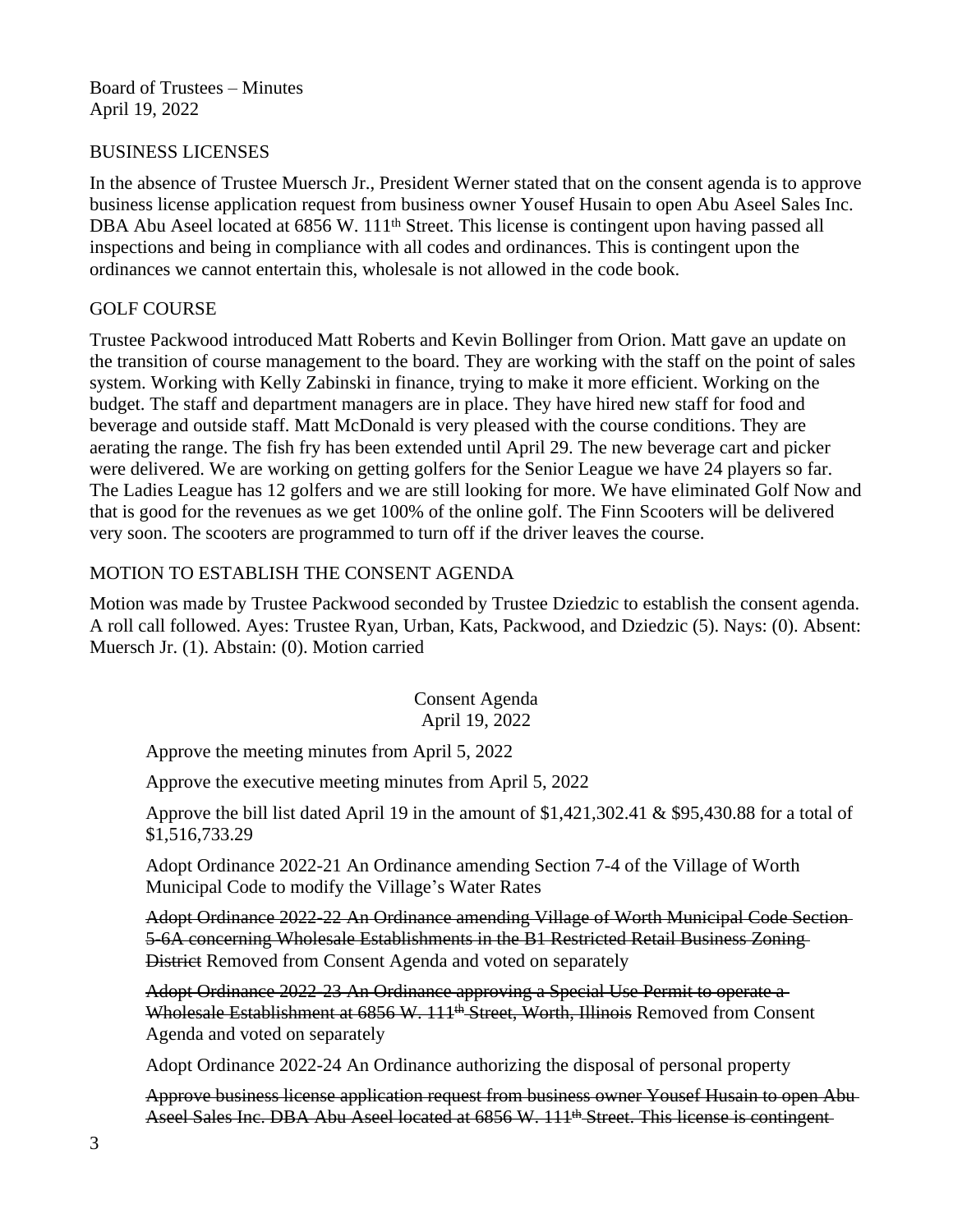Board of Trustees – Minutes
April 19, 2022

## BUSINESS LICENSES

In the absence of Trustee Muersch Jr., President Werner stated that on the consent agenda is to approve business license application request from business owner Yousef Husain to open Abu Aseel Sales Inc. DBA Abu Aseel located at 6856 W. 111th Street. This license is contingent upon having passed all inspections and being in compliance with all codes and ordinances. This is contingent upon the ordinances we cannot entertain this, wholesale is not allowed in the code book.

## GOLF COURSE

Trustee Packwood introduced Matt Roberts and Kevin Bollinger from Orion. Matt gave an update on the transition of course management to the board. They are working with the staff on the point of sales system. Working with Kelly Zabinski in finance, trying to make it more efficient. Working on the budget. The staff and department managers are in place. They have hired new staff for food and beverage and outside staff. Matt McDonald is very pleased with the course conditions. They are aerating the range. The fish fry has been extended until April 29. The new beverage cart and picker were delivered. We are working on getting golfers for the Senior League we have 24 players so far. The Ladies League has 12 golfers and we are still looking for more. We have eliminated Golf Now and that is good for the revenues as we get 100% of the online golf. The Finn Scooters will be delivered very soon. The scooters are programmed to turn off if the driver leaves the course.

## MOTION TO ESTABLISH THE CONSENT AGENDA

Motion was made by Trustee Packwood seconded by Trustee Dziedzic to establish the consent agenda. A roll call followed. Ayes: Trustee Ryan, Urban, Kats, Packwood, and Dziedzic (5). Nays: (0). Absent: Muersch Jr. (1). Abstain: (0). Motion carried

Consent Agenda
April 19, 2022

Approve the meeting minutes from April 5, 2022

Approve the executive meeting minutes from April 5, 2022

Approve the bill list dated April 19 in the amount of $1,421,302.41 & $95,430.88 for a total of $1,516,733.29

Adopt Ordinance 2022-21 An Ordinance amending Section 7-4 of the Village of Worth Municipal Code to modify the Village's Water Rates

~~Adopt Ordinance 2022-22 An Ordinance amending Village of Worth Municipal Code Section 5-6A concerning Wholesale Establishments in the B1 Restricted Retail Business Zoning District~~ Removed from Consent Agenda and voted on separately

~~Adopt Ordinance 2022-23 An Ordinance approving a Special Use Permit to operate a Wholesale Establishment at 6856 W. 111th Street, Worth, Illinois~~ Removed from Consent Agenda and voted on separately

Adopt Ordinance 2022-24 An Ordinance authorizing the disposal of personal property

~~Approve business license application request from business owner Yousef Husain to open Abu Aseel Sales Inc. DBA Abu Aseel located at 6856 W. 111th Street. This license is contingent~~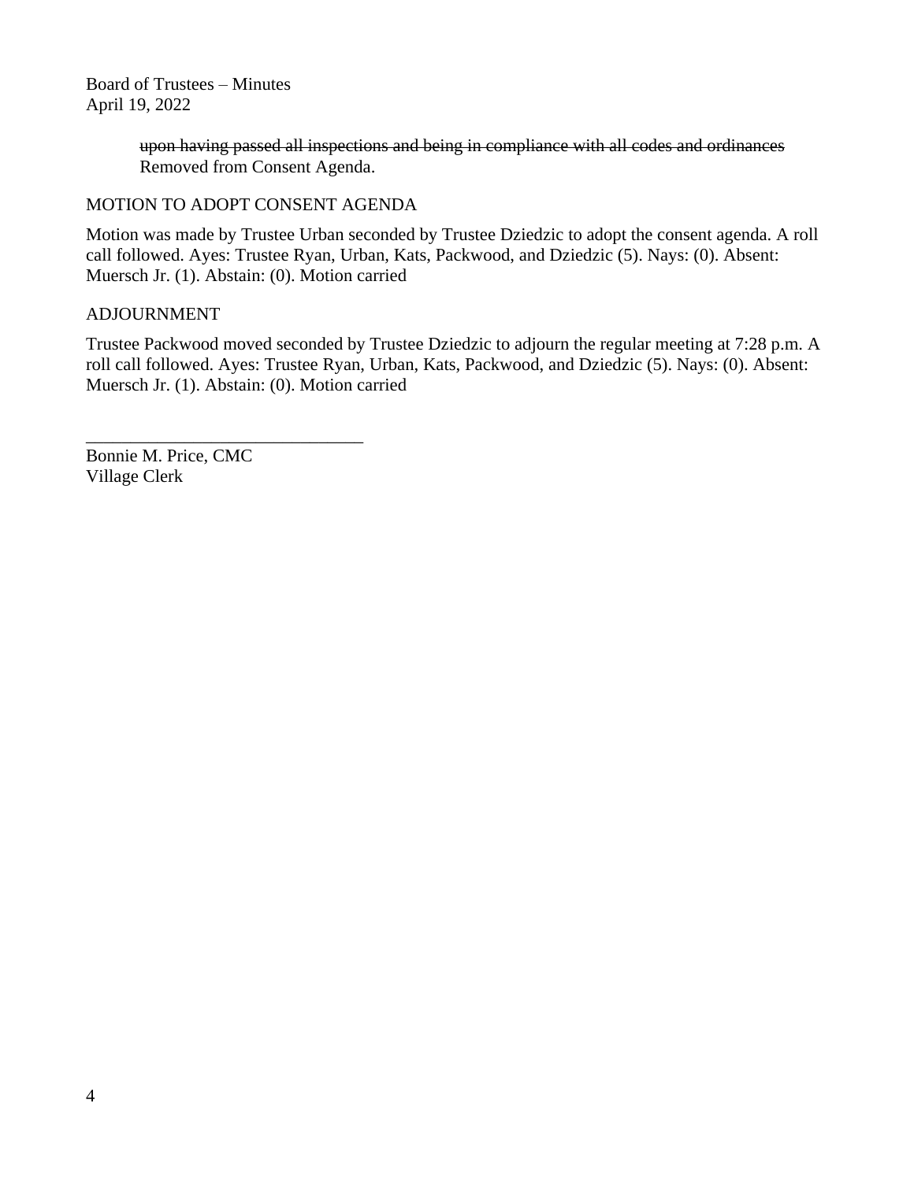~~upon having passed all inspections and being in compliance with all codes and ordinances~~
Removed from Consent Agenda.

MOTION TO ADOPT CONSENT AGENDA

Motion was made by Trustee Urban seconded by Trustee Dziedzic to adopt the consent agenda. A roll call followed. Ayes: Trustee Ryan, Urban, Kats, Packwood, and Dziedzic (5). Nays: (0). Absent: Muersch Jr. (1). Abstain: (0). Motion carried

ADJOURNMENT

Trustee Packwood moved seconded by Trustee Dziedzic to adjourn the regular meeting at 7:28 p.m. A roll call followed. Ayes: Trustee Ryan, Urban, Kats, Packwood, and Dziedzic (5). Nays: (0). Absent: Muersch Jr. (1). Abstain: (0). Motion carried

_______________________________
Bonnie M. Price, CMC
Village Clerk